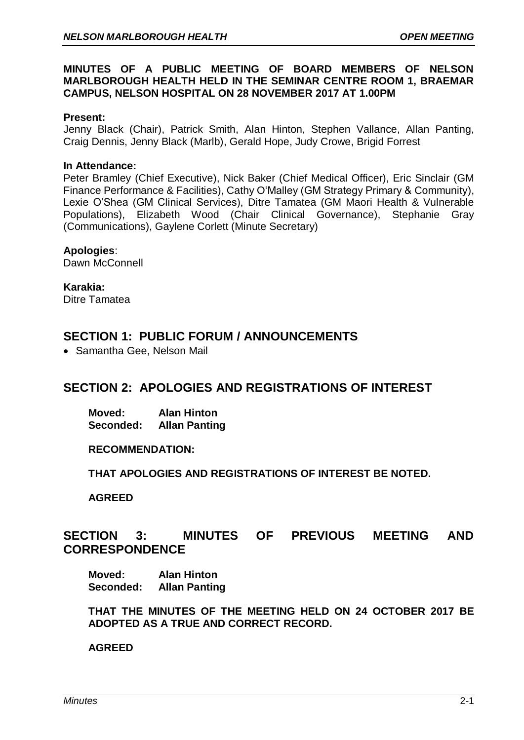**MINUTES OF A PUBLIC MEETING OF BOARD MEMBERS OF NELSON MARLBOROUGH HEALTH HELD IN THE SEMINAR CENTRE ROOM 1, BRAEMAR CAMPUS, NELSON HOSPITAL ON 28 NOVEMBER 2017 AT 1.00PM**

**Present:**
Jenny Black (Chair), Patrick Smith, Alan Hinton, Stephen Vallance, Allan Panting, Craig Dennis, Jenny Black (Marlb), Gerald Hope, Judy Crowe, Brigid Forrest

**In Attendance:**
Peter Bramley (Chief Executive), Nick Baker (Chief Medical Officer), Eric Sinclair (GM Finance Performance & Facilities), Cathy O'Malley (GM Strategy Primary & Community), Lexie O'Shea (GM Clinical Services), Ditre Tamatea (GM Maori Health & Vulnerable Populations), Elizabeth Wood (Chair Clinical Governance), Stephanie Gray (Communications), Gaylene Corlett (Minute Secretary)

**Apologies**:
Dawn McConnell

**Karakia:**
Ditre Tamatea

## SECTION 1: PUBLIC FORUM / ANNOUNCEMENTS

- Samantha Gee, Nelson Mail

## SECTION 2: APOLOGIES AND REGISTRATIONS OF INTEREST

**Moved: Alan Hinton**
**Seconded: Allan Panting**

**RECOMMENDATION:**

**THAT APOLOGIES AND REGISTRATIONS OF INTEREST BE NOTED.**

**AGREED**

## SECTION 3: MINUTES OF PREVIOUS MEETING AND CORRESPONDENCE

**Moved: Alan Hinton**
**Seconded: Allan Panting**

**THAT THE MINUTES OF THE MEETING HELD ON 24 OCTOBER 2017 BE ADOPTED AS A TRUE AND CORRECT RECORD.**

**AGREED**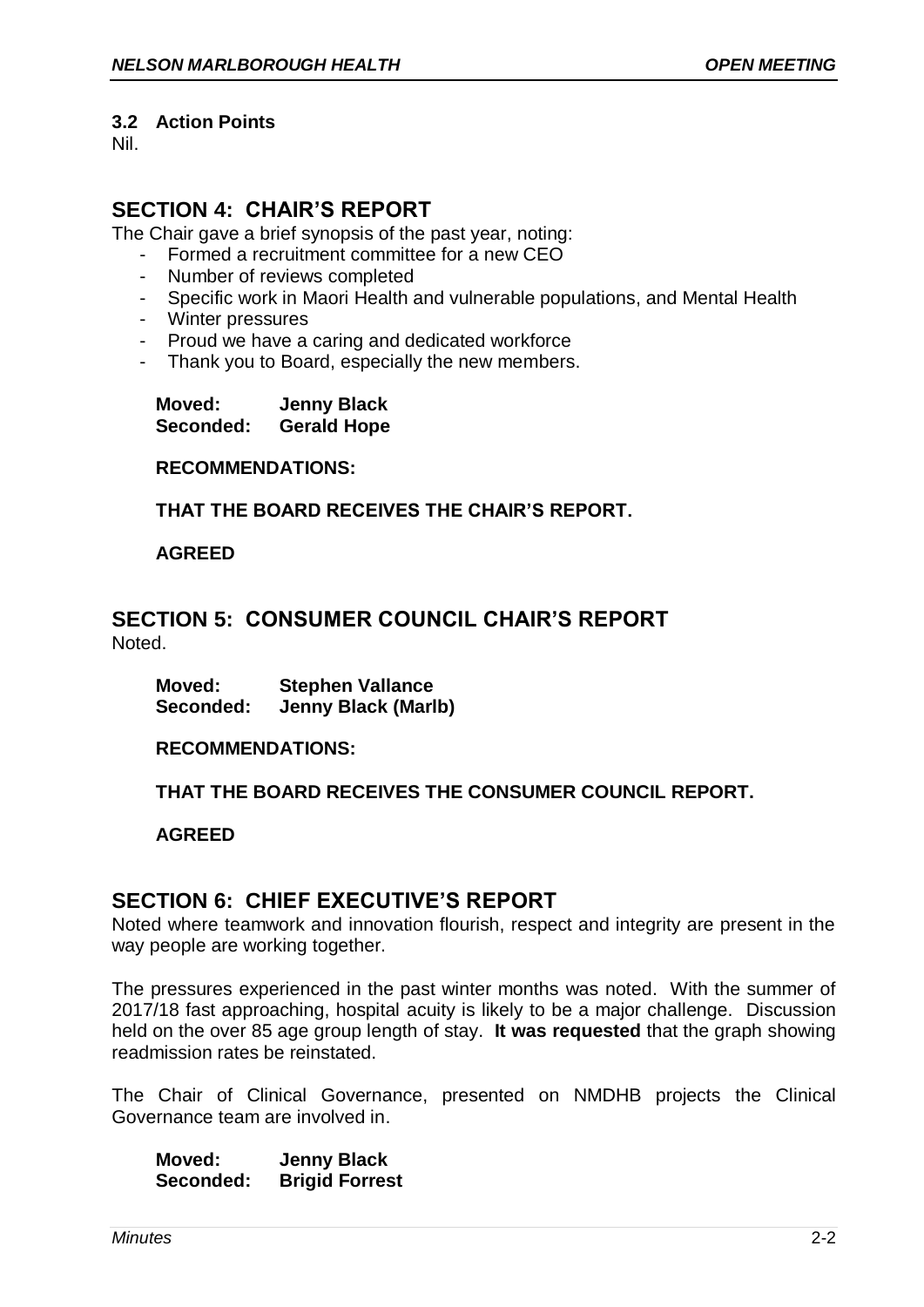### 3.2 Action Points

Nil.

## SECTION 4: CHAIR'S REPORT

The Chair gave a brief synopsis of the past year, noting:

- Formed a recruitment committee for a new CEO
- Number of reviews completed
- Specific work in Maori Health and vulnerable populations, and Mental Health
- Winter pressures
- Proud we have a caring and dedicated workforce
- Thank you to Board, especially the new members.

**Moved: Jenny Black**
**Seconded: Gerald Hope**

**RECOMMENDATIONS:**

**THAT THE BOARD RECEIVES THE CHAIR'S REPORT.**

**AGREED**

## SECTION 5: CONSUMER COUNCIL CHAIR'S REPORT

Noted.

**Moved: Stephen Vallance**
**Seconded: Jenny Black (Marlb)**

**RECOMMENDATIONS:**

**THAT THE BOARD RECEIVES THE CONSUMER COUNCIL REPORT.**

**AGREED**

## SECTION 6: CHIEF EXECUTIVE'S REPORT

Noted where teamwork and innovation flourish, respect and integrity are present in the way people are working together.

The pressures experienced in the past winter months was noted. With the summer of 2017/18 fast approaching, hospital acuity is likely to be a major challenge. Discussion held on the over 85 age group length of stay. **It was requested** that the graph showing readmission rates be reinstated.

The Chair of Clinical Governance, presented on NMDHB projects the Clinical Governance team are involved in.

**Moved: Jenny Black**
**Seconded: Brigid Forrest**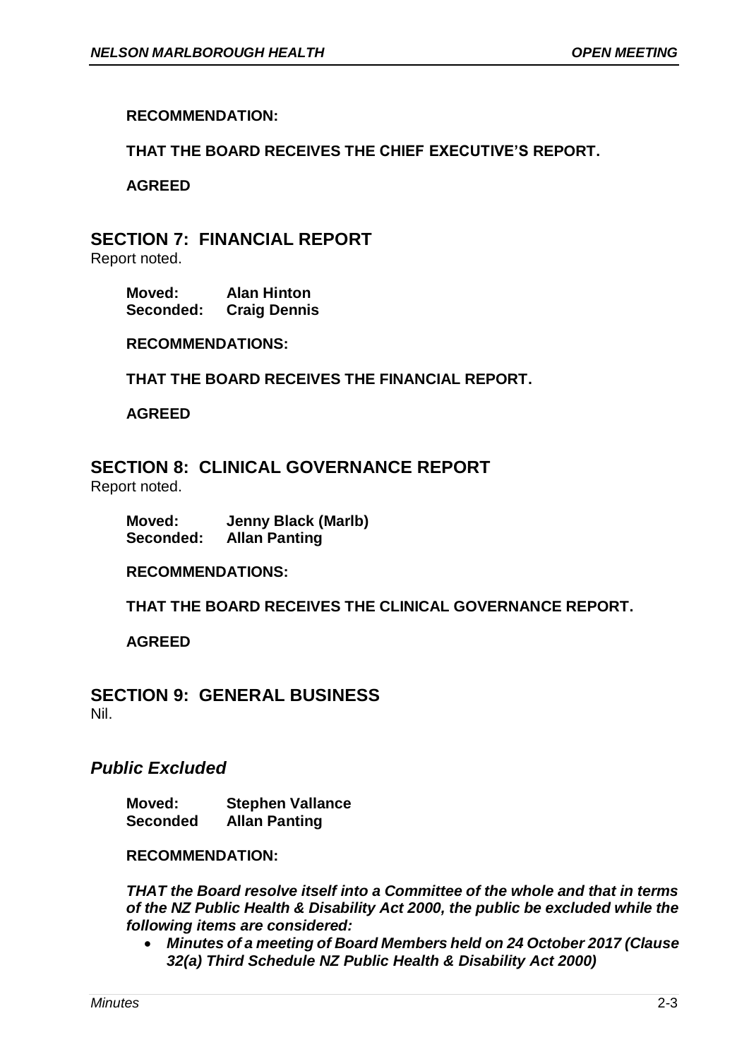**RECOMMENDATION:**

**THAT THE BOARD RECEIVES THE CHIEF EXECUTIVE'S REPORT.**

**AGREED**

## SECTION 7: FINANCIAL REPORT

Report noted.

**Moved: Alan Hinton**
**Seconded: Craig Dennis**

**RECOMMENDATIONS:**

**THAT THE BOARD RECEIVES THE FINANCIAL REPORT.**

**AGREED**

## SECTION 8: CLINICAL GOVERNANCE REPORT

Report noted.

**Moved: Jenny Black (Marlb)**
**Seconded: Allan Panting**

**RECOMMENDATIONS:**

**THAT THE BOARD RECEIVES THE CLINICAL GOVERNANCE REPORT.**

**AGREED**

## SECTION 9: GENERAL BUSINESS

Nil.

## *Public Excluded*

**Moved: Stephen Vallance**
**Seconded Allan Panting**

**RECOMMENDATION:**

***THAT the Board resolve itself into a Committee of the whole and that in terms of the NZ Public Health & Disability Act 2000, the public be excluded while the following items are considered:***

- ***Minutes of a meeting of Board Members held on 24 October 2017 (Clause 32(a) Third Schedule NZ Public Health & Disability Act 2000)***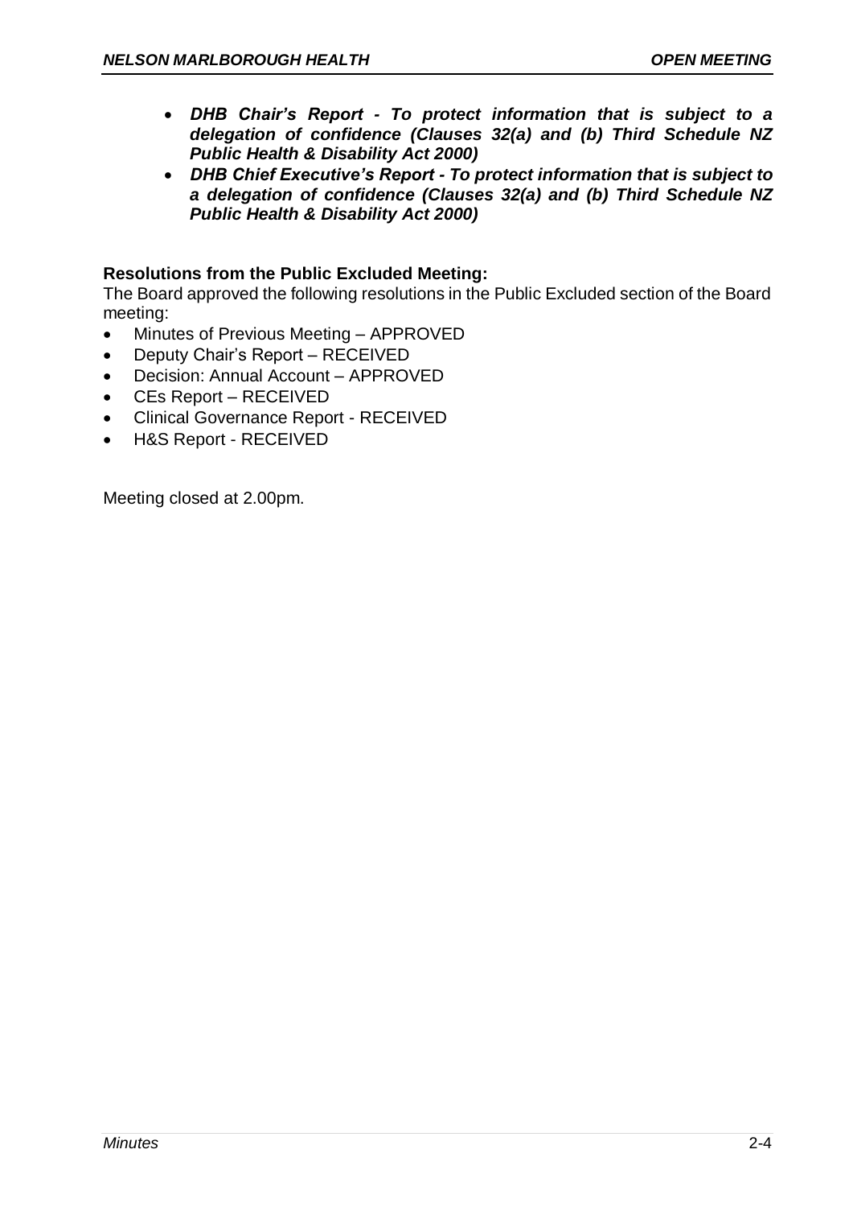- ***DHB Chair's Report - To protect information that is subject to a delegation of confidence (Clauses 32(a) and (b) Third Schedule NZ Public Health & Disability Act 2000)***
- ***DHB Chief Executive's Report - To protect information that is subject to a delegation of confidence (Clauses 32(a) and (b) Third Schedule NZ Public Health & Disability Act 2000)***

**Resolutions from the Public Excluded Meeting:**
The Board approved the following resolutions in the Public Excluded section of the Board meeting:

- Minutes of Previous Meeting – APPROVED
- Deputy Chair's Report – RECEIVED
- Decision: Annual Account – APPROVED
- CEs Report – RECEIVED
- Clinical Governance Report - RECEIVED
- H&S Report - RECEIVED

Meeting closed at 2.00pm.